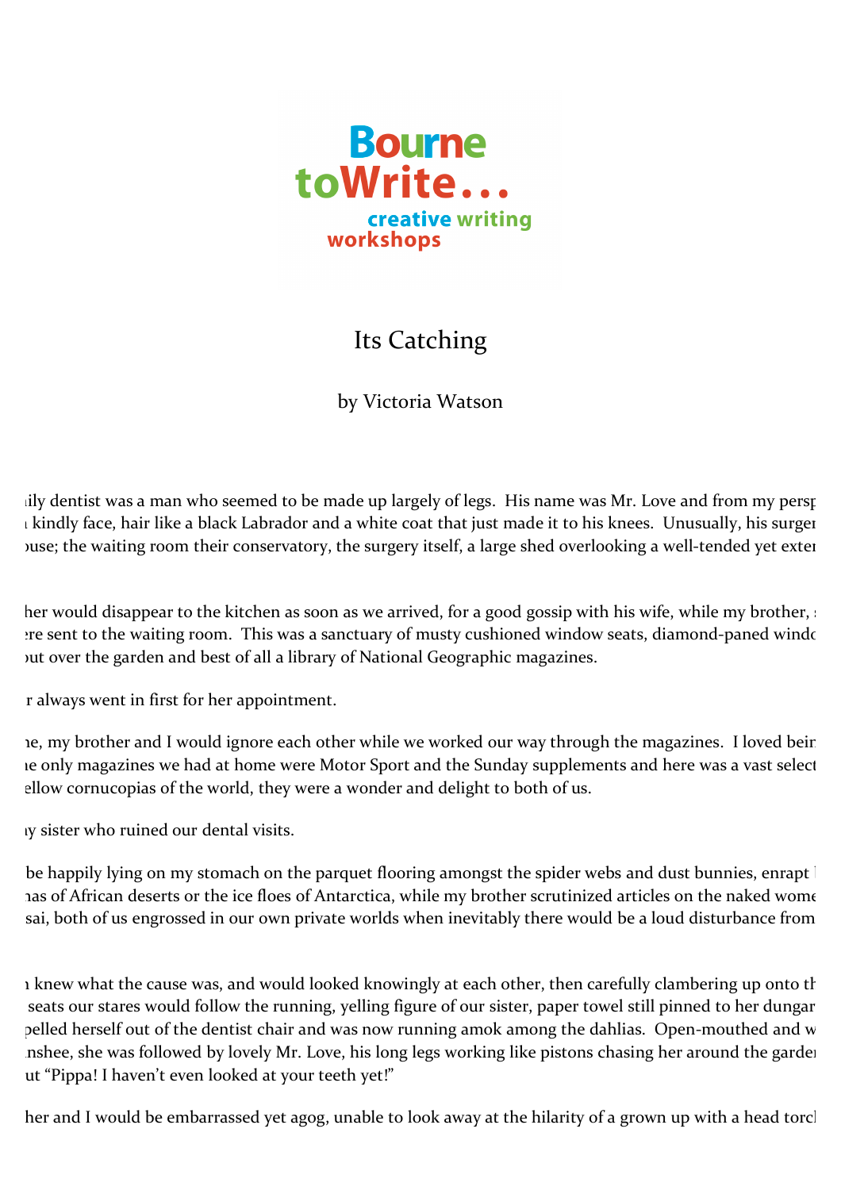Bourne toWrite... creative writing workshops

# Its Catching

by Victoria Watson

ily dentist was a man who seemed to be made up largely of legs. His name was Mr. Love and from my persp kindly face, hair like a black Labrador and a white coat that just made it to his knees. Unusually, his surger ouse; the waiting room their conservatory, the surgery itself, a large shed overlooking a well-tended yet exter

her would disappear to the kitchen as soon as we arrived, for a good gossip with his wife, while my brother, ere sent to the waiting room. This was a sanctuary of musty cushioned window seats, diamond-paned windo out over the garden and best of all a library of National Geographic magazines.

r always went in first for her appointment.

e, my brother and I would ignore each other while we worked our way through the magazines. I loved bein e only magazines we had at home were Motor Sport and the Sunday supplements and here was a vast select ellow cornucopias of the world, they were a wonder and delight to both of us.

y sister who ruined our dental visits.

be happily lying on my stomach on the parquet flooring amongst the spider webs and dust bunnies, enrapt nas of African deserts or the ice floes of Antarctica, while my brother scrutinized articles on the naked wome sai, both of us engrossed in our own private worlds when inevitably there would be a loud disturbance from

knew what the cause was, and would looked knowingly at each other, then carefully clambering up onto th seats our stares would follow the running, yelling figure of our sister, paper towel still pinned to her dungar pelled herself out of the dentist chair and was now running amok among the dahlias. Open-mouthed and w nshee, she was followed by lovely Mr. Love, his long legs working like pistons chasing her around the garden ut "Pippa! I haven't even looked at your teeth yet!"

her and I would be embarrassed yet agog, unable to look away at the hilarity of a grown up with a head torch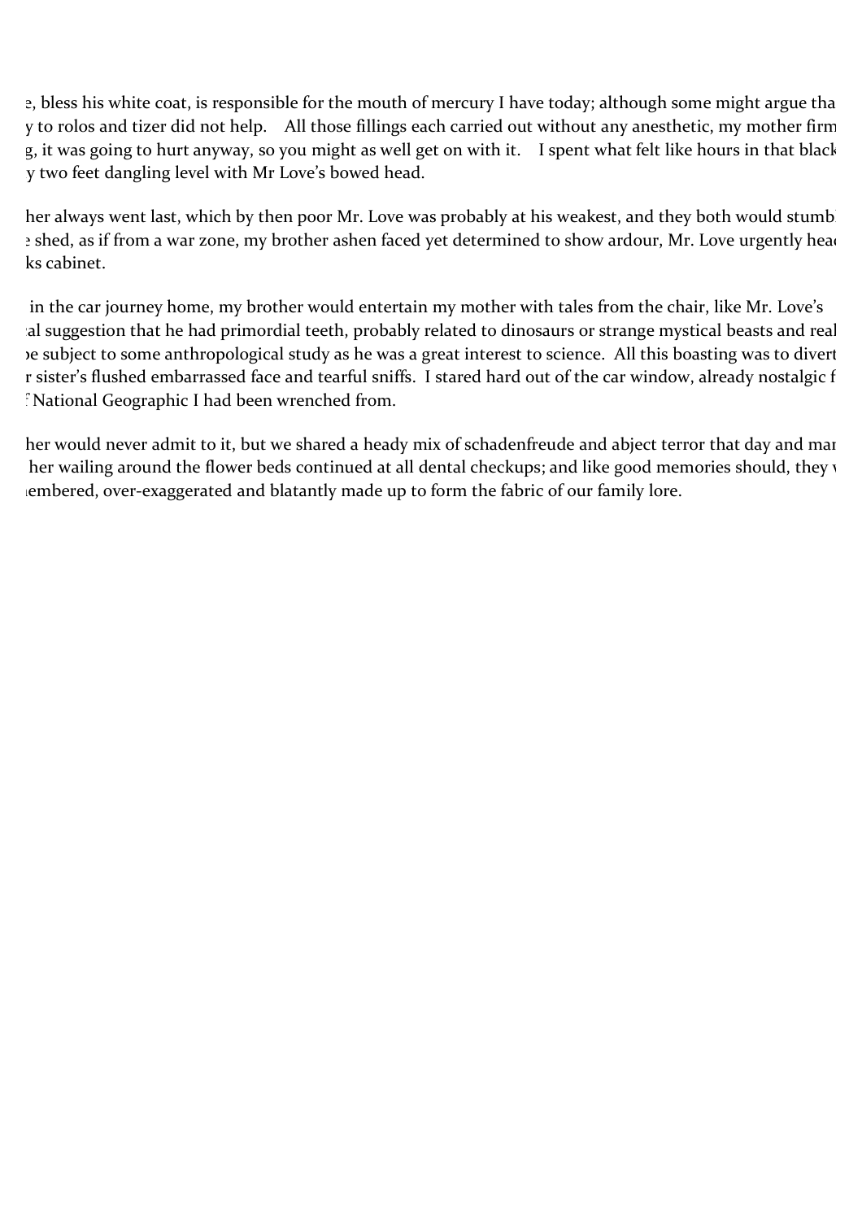e, bless his white coat, is responsible for the mouth of mercury I have today; although some might argue tha y to rolos and tizer did not help. All those fillings each carried out without any anesthetic, my mother firm g, it was going to hurt anyway, so you might as well get on with it. I spent what felt like hours in that black y two feet dangling level with Mr Love's bowed head.

her always went last, which by then poor Mr. Love was probably at his weakest, and they both would stumb e shed, as if from a war zone, my brother ashen faced yet determined to show ardour, Mr. Love urgently head ks cabinet.

in the car journey home, my brother would entertain my mother with tales from the chair, like Mr. Love's al suggestion that he had primordial teeth, probably related to dinosaurs or strange mystical beasts and real be subject to some anthropological study as he was a great interest to science. All this boasting was to divert r sister's flushed embarrassed face and tearful sniffs. I stared hard out of the car window, already nostalgic f f National Geographic I had been wrenched from.

her would never admit to it, but we shared a heady mix of schadenfreude and abject terror that day and man her wailing around the flower beds continued at all dental checkups; and like good memories should, they w membered, over-exaggerated and blatantly made up to form the fabric of our family lore.